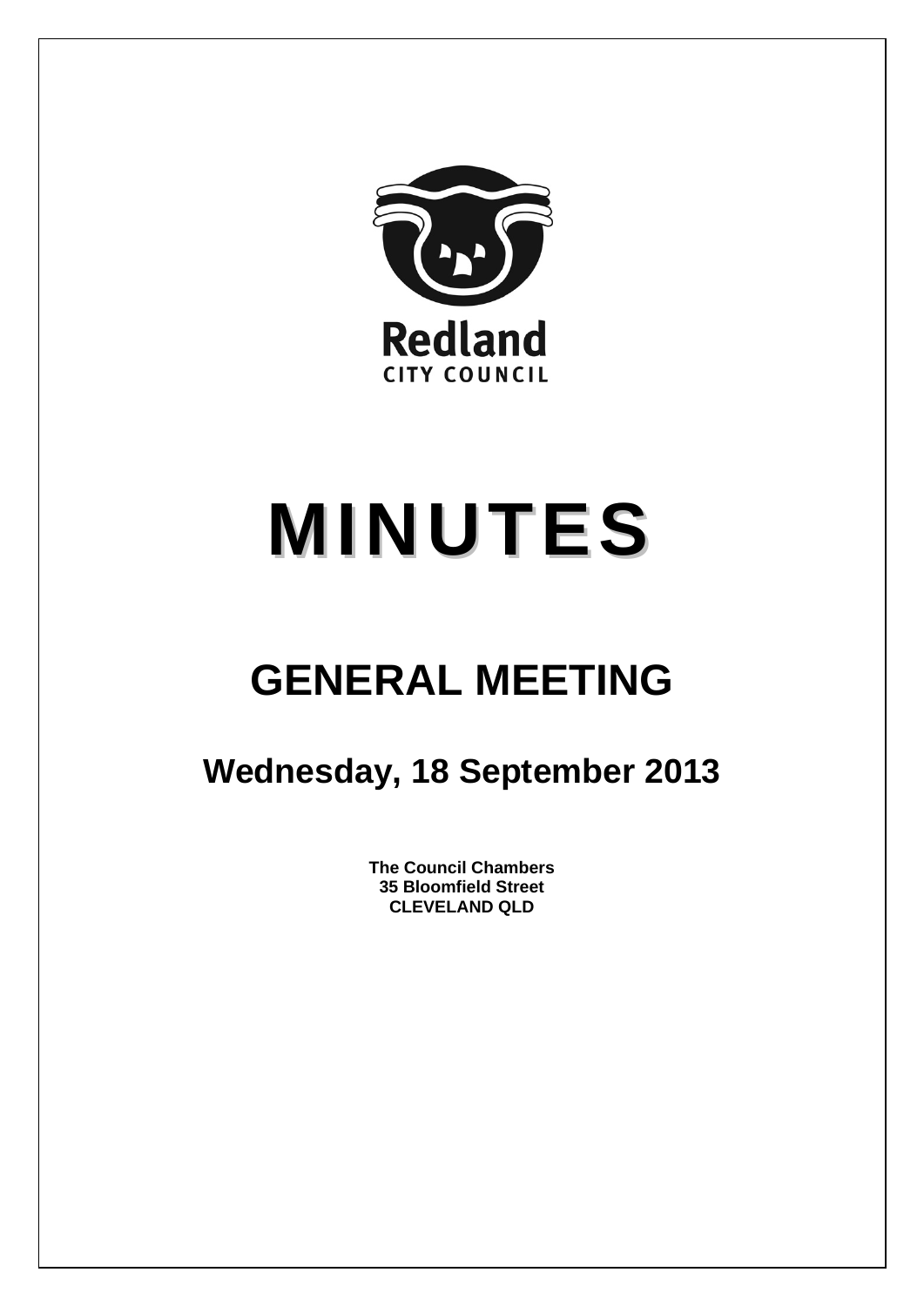Redland
CITY COUNCIL

# MINUTES

# GENERAL MEETING

## Wednesday, 18 September 2013

**The Council Chambers**
**35 Bloomfield Street**
**CLEVELAND QLD**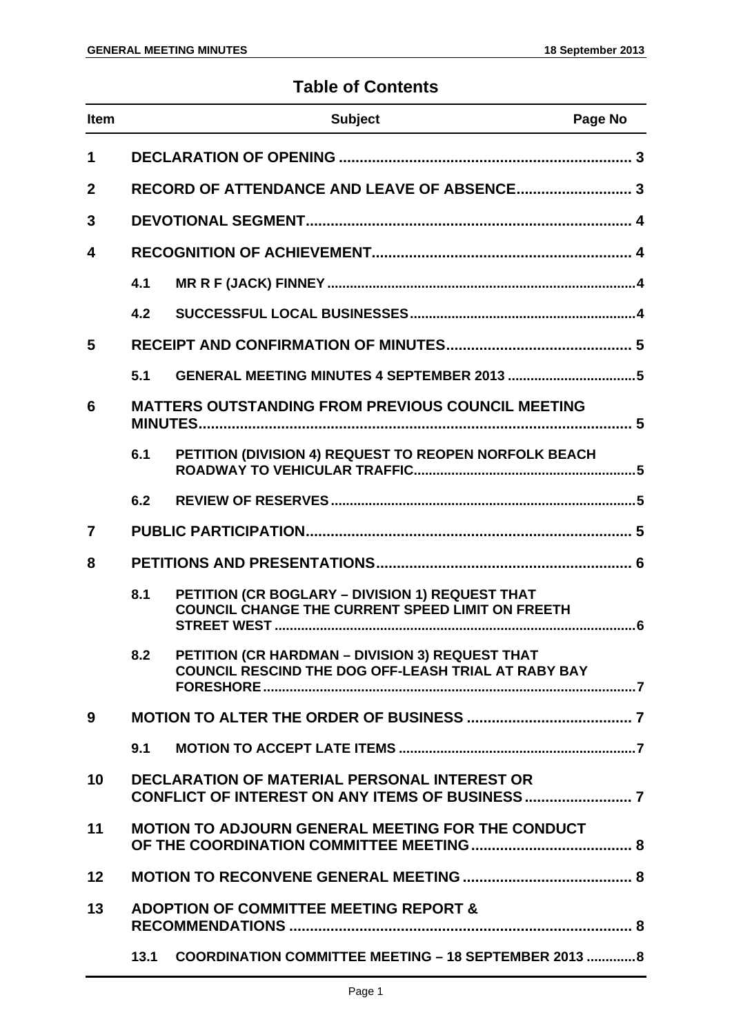# Table of Contents

| Item | | Subject | Page No |
|---|---|---|---|
| 1 | | DECLARATION OF OPENING | 3 |
| 2 | | RECORD OF ATTENDANCE AND LEAVE OF ABSENCE | 3 |
| 3 | | DEVOTIONAL SEGMENT | 4 |
| 4 | | RECOGNITION OF ACHIEVEMENT | 4 |
| | 4.1 | MR R F (JACK) FINNEY | 4 |
| | 4.2 | SUCCESSFUL LOCAL BUSINESSES | 4 |
| 5 | | RECEIPT AND CONFIRMATION OF MINUTES | 5 |
| | 5.1 | GENERAL MEETING MINUTES 4 SEPTEMBER 2013 | 5 |
| 6 | | MATTERS OUTSTANDING FROM PREVIOUS COUNCIL MEETING MINUTES | 5 |
| | 6.1 | PETITION (DIVISION 4) REQUEST TO REOPEN NORFOLK BEACH ROADWAY TO VEHICULAR TRAFFIC | 5 |
| | 6.2 | REVIEW OF RESERVES | 5 |
| 7 | | PUBLIC PARTICIPATION | 5 |
| 8 | | PETITIONS AND PRESENTATIONS | 6 |
| | 8.1 | PETITION (CR BOGLARY – DIVISION 1) REQUEST THAT COUNCIL CHANGE THE CURRENT SPEED LIMIT ON FREETH STREET WEST | 6 |
| | 8.2 | PETITION (CR HARDMAN – DIVISION 3) REQUEST THAT COUNCIL RESCIND THE DOG OFF-LEASH TRIAL AT RABY BAY FORESHORE | 7 |
| 9 | | MOTION TO ALTER THE ORDER OF BUSINESS | 7 |
| | 9.1 | MOTION TO ACCEPT LATE ITEMS | 7 |
| 10 | | DECLARATION OF MATERIAL PERSONAL INTEREST OR CONFLICT OF INTEREST ON ANY ITEMS OF BUSINESS | 7 |
| 11 | | MOTION TO ADJOURN GENERAL MEETING FOR THE CONDUCT OF THE COORDINATION COMMITTEE MEETING | 8 |
| 12 | | MOTION TO RECONVENE GENERAL MEETING | 8 |
| 13 | | ADOPTION OF COMMITTEE MEETING REPORT & RECOMMENDATIONS | 8 |
| | 13.1 | COORDINATION COMMITTEE MEETING – 18 SEPTEMBER 2013 | 8 |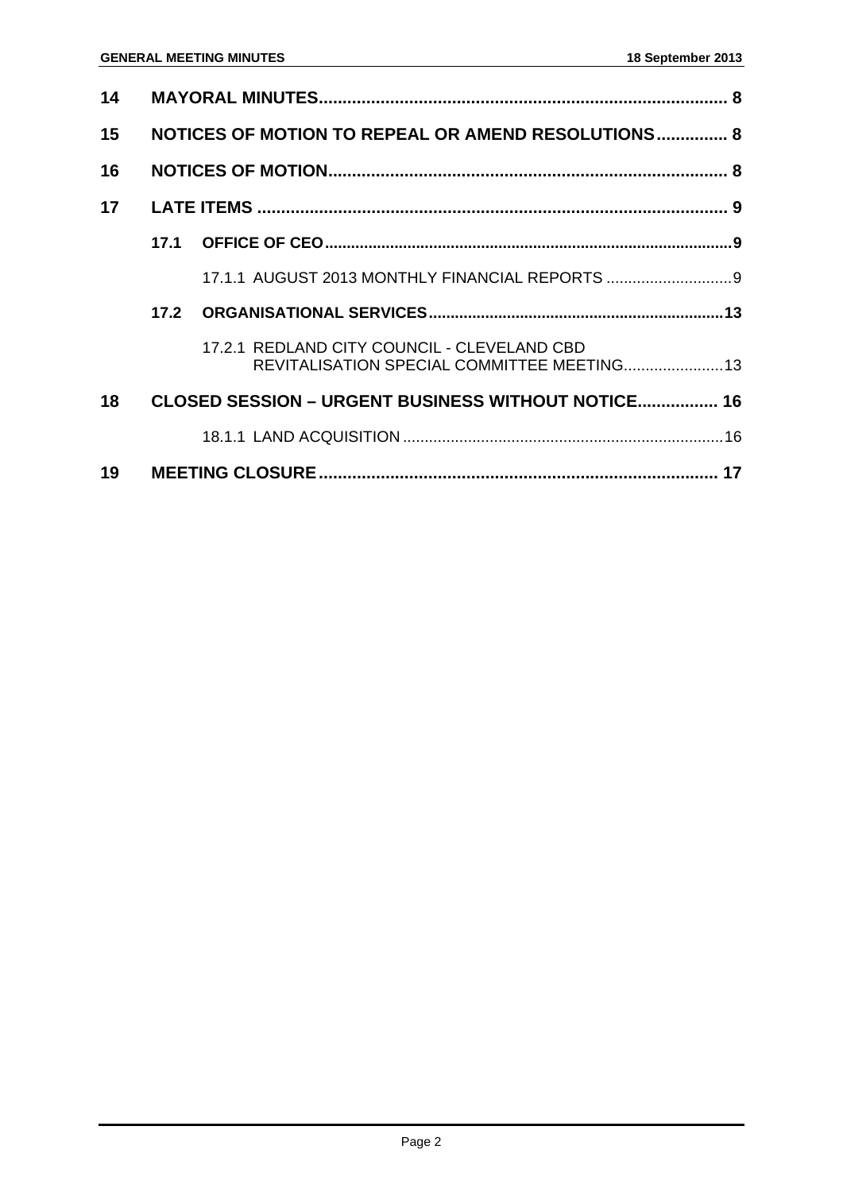| | | | |
|---|---|---|---|
| **14** | **MAYORAL MINUTES** | | **8** |
| **15** | **NOTICES OF MOTION TO REPEAL OR AMEND RESOLUTIONS** | | **8** |
| **16** | **NOTICES OF MOTION** | | **8** |
| **17** | **LATE ITEMS** | | **9** |
| | **17.1** | **OFFICE OF CEO** | **9** |
| | | 17.1.1 AUGUST 2013 MONTHLY FINANCIAL REPORTS | 9 |
| | **17.2** | **ORGANISATIONAL SERVICES** | **13** |
| | | 17.2.1 REDLAND CITY COUNCIL - CLEVELAND CBD REVITALISATION SPECIAL COMMITTEE MEETING | 13 |
| **18** | **CLOSED SESSION – URGENT BUSINESS WITHOUT NOTICE** | | **16** |
| | | 18.1.1 LAND ACQUISITION | 16 |
| **19** | **MEETING CLOSURE** | | **17** |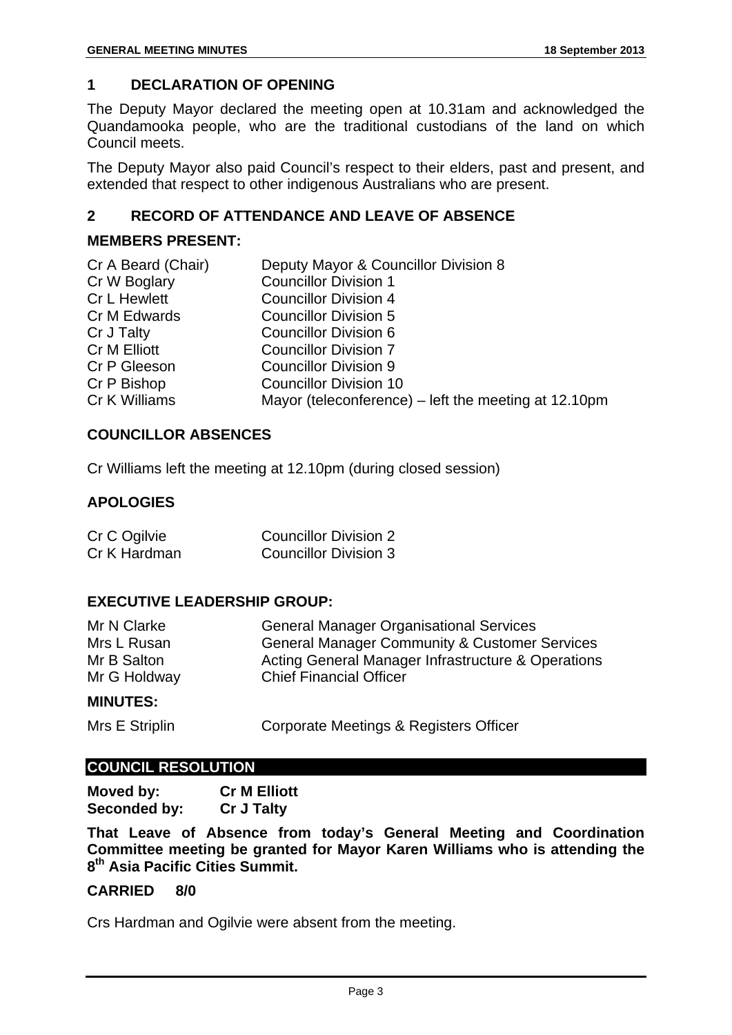## 1 DECLARATION OF OPENING

The Deputy Mayor declared the meeting open at 10.31am and acknowledged the Quandamooka people, who are the traditional custodians of the land on which Council meets.

The Deputy Mayor also paid Council's respect to their elders, past and present, and extended that respect to other indigenous Australians who are present.

## 2 RECORD OF ATTENDANCE AND LEAVE OF ABSENCE

### MEMBERS PRESENT:

| | |
|---|---|
| Cr A Beard (Chair) | Deputy Mayor & Councillor Division 8 |
| Cr W Boglary | Councillor Division 1 |
| Cr L Hewlett | Councillor Division 4 |
| Cr M Edwards | Councillor Division 5 |
| Cr J Talty | Councillor Division 6 |
| Cr M Elliott | Councillor Division 7 |
| Cr P Gleeson | Councillor Division 9 |
| Cr P Bishop | Councillor Division 10 |
| Cr K Williams | Mayor (teleconference) – left the meeting at 12.10pm |

### COUNCILLOR ABSENCES

Cr Williams left the meeting at 12.10pm (during closed session)

### APOLOGIES

| | |
|---|---|
| Cr C Ogilvie | Councillor Division 2 |
| Cr K Hardman | Councillor Division 3 |

### EXECUTIVE LEADERSHIP GROUP:

| | |
|---|---|
| Mr N Clarke | General Manager Organisational Services |
| Mrs L Rusan | General Manager Community & Customer Services |
| Mr B Salton | Acting General Manager Infrastructure & Operations |
| Mr G Holdway | Chief Financial Officer |

### MINUTES:

| | |
|---|---|
| Mrs E Striplin | Corporate Meetings & Registers Officer |

### COUNCIL RESOLUTION

**Moved by:** **Cr M Elliott**
**Seconded by:** **Cr J Talty**

**That Leave of Absence from today's General Meeting and Coordination Committee meeting be granted for Mayor Karen Williams who is attending the 8th Asia Pacific Cities Summit.**

**CARRIED 8/0**

Crs Hardman and Ogilvie were absent from the meeting.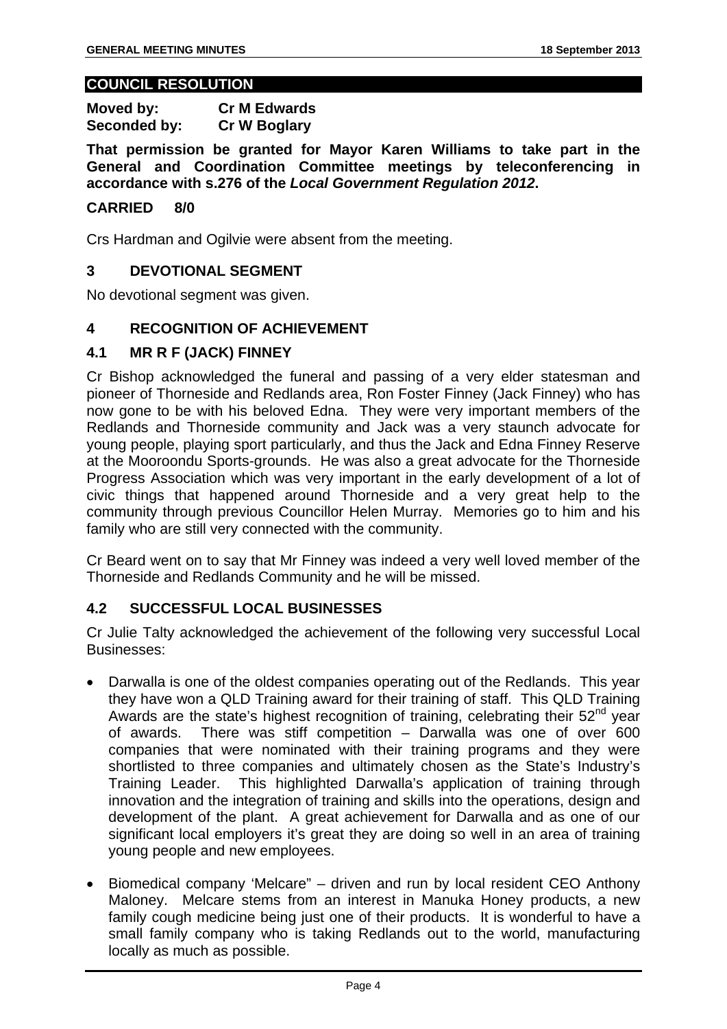## COUNCIL RESOLUTION

**Moved by: Cr M Edwards**
**Seconded by: Cr W Boglary**

**That permission be granted for Mayor Karen Williams to take part in the General and Coordination Committee meetings by teleconferencing in accordance with s.276 of the *Local Government Regulation 2012*.**

**CARRIED 8/0**

Crs Hardman and Ogilvie were absent from the meeting.

## 3 DEVOTIONAL SEGMENT

No devotional segment was given.

## 4 RECOGNITION OF ACHIEVEMENT

### 4.1 MR R F (JACK) FINNEY

Cr Bishop acknowledged the funeral and passing of a very elder statesman and pioneer of Thorneside and Redlands area, Ron Foster Finney (Jack Finney) who has now gone to be with his beloved Edna. They were very important members of the Redlands and Thorneside community and Jack was a very staunch advocate for young people, playing sport particularly, and thus the Jack and Edna Finney Reserve at the Mooroondu Sports-grounds. He was also a great advocate for the Thorneside Progress Association which was very important in the early development of a lot of civic things that happened around Thorneside and a very great help to the community through previous Councillor Helen Murray. Memories go to him and his family who are still very connected with the community.

Cr Beard went on to say that Mr Finney was indeed a very well loved member of the Thorneside and Redlands Community and he will be missed.

### 4.2 SUCCESSFUL LOCAL BUSINESSES

Cr Julie Talty acknowledged the achievement of the following very successful Local Businesses:

- Darwalla is one of the oldest companies operating out of the Redlands. This year they have won a QLD Training award for their training of staff. This QLD Training Awards are the state's highest recognition of training, celebrating their 52nd year of awards. There was stiff competition – Darwalla was one of over 600 companies that were nominated with their training programs and they were shortlisted to three companies and ultimately chosen as the State's Industry's Training Leader. This highlighted Darwalla's application of training through innovation and the integration of training and skills into the operations, design and development of the plant. A great achievement for Darwalla and as one of our significant local employers it's great they are doing so well in an area of training young people and new employees.

- Biomedical company 'Melcare" – driven and run by local resident CEO Anthony Maloney. Melcare stems from an interest in Manuka Honey products, a new family cough medicine being just one of their products. It is wonderful to have a small family company who is taking Redlands out to the world, manufacturing locally as much as possible.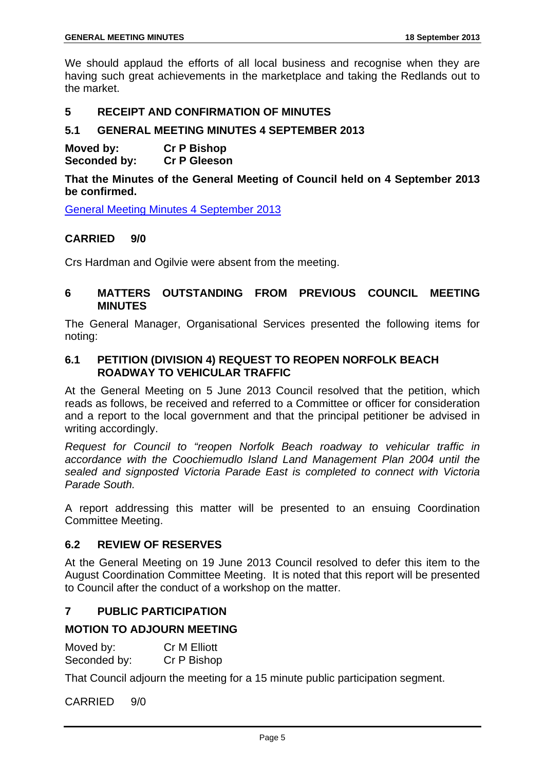We should applaud the efforts of all local business and recognise when they are having such great achievements in the marketplace and taking the Redlands out to the market.

## 5 RECEIPT AND CONFIRMATION OF MINUTES

### 5.1 GENERAL MEETING MINUTES 4 SEPTEMBER 2013

**Moved by: Cr P Bishop**
**Seconded by: Cr P Gleeson**

**That the Minutes of the General Meeting of Council held on 4 September 2013 be confirmed.**

General Meeting Minutes 4 September 2013

**CARRIED 9/0**

Crs Hardman and Ogilvie were absent from the meeting.

## 6 MATTERS OUTSTANDING FROM PREVIOUS COUNCIL MEETING MINUTES

The General Manager, Organisational Services presented the following items for noting:

### 6.1 PETITION (DIVISION 4) REQUEST TO REOPEN NORFOLK BEACH ROADWAY TO VEHICULAR TRAFFIC

At the General Meeting on 5 June 2013 Council resolved that the petition, which reads as follows, be received and referred to a Committee or officer for consideration and a report to the local government and that the principal petitioner be advised in writing accordingly.

*Request for Council to "reopen Norfolk Beach roadway to vehicular traffic in accordance with the Coochiemudlo Island Land Management Plan 2004 until the sealed and signposted Victoria Parade East is completed to connect with Victoria Parade South.*

A report addressing this matter will be presented to an ensuing Coordination Committee Meeting.

### 6.2 REVIEW OF RESERVES

At the General Meeting on 19 June 2013 Council resolved to defer this item to the August Coordination Committee Meeting. It is noted that this report will be presented to Council after the conduct of a workshop on the matter.

## 7 PUBLIC PARTICIPATION

### MOTION TO ADJOURN MEETING

Moved by: Cr M Elliott
Seconded by: Cr P Bishop

That Council adjourn the meeting for a 15 minute public participation segment.

CARRIED 9/0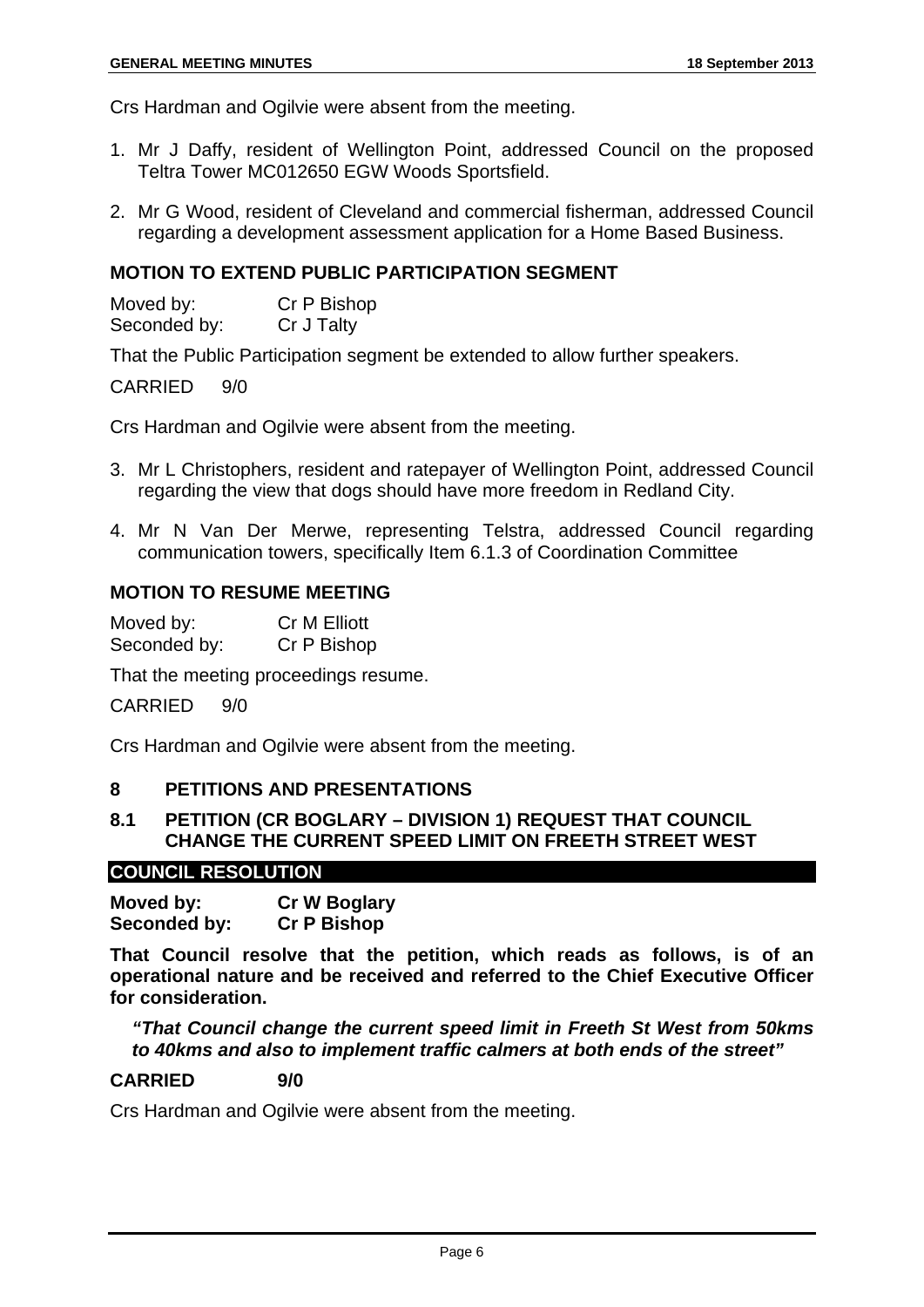Crs Hardman and Ogilvie were absent from the meeting.

1. Mr J Daffy, resident of Wellington Point, addressed Council on the proposed Teltra Tower MC012650 EGW Woods Sportsfield.

2. Mr G Wood, resident of Cleveland and commercial fisherman, addressed Council regarding a development assessment application for a Home Based Business.

### MOTION TO EXTEND PUBLIC PARTICIPATION SEGMENT

Moved by: Cr P Bishop
Seconded by: Cr J Talty

That the Public Participation segment be extended to allow further speakers.

CARRIED 9/0

Crs Hardman and Ogilvie were absent from the meeting.

3. Mr L Christophers, resident and ratepayer of Wellington Point, addressed Council regarding the view that dogs should have more freedom in Redland City.

4. Mr N Van Der Merwe, representing Telstra, addressed Council regarding communication towers, specifically Item 6.1.3 of Coordination Committee

### MOTION TO RESUME MEETING

Moved by: Cr M Elliott
Seconded by: Cr P Bishop

That the meeting proceedings resume.

CARRIED 9/0

Crs Hardman and Ogilvie were absent from the meeting.

## 8 PETITIONS AND PRESENTATIONS

### 8.1 PETITION (CR BOGLARY – DIVISION 1) REQUEST THAT COUNCIL CHANGE THE CURRENT SPEED LIMIT ON FREETH STREET WEST

**COUNCIL RESOLUTION**

**Moved by: Cr W Boglary**
**Seconded by: Cr P Bishop**

**That Council resolve that the petition, which reads as follows, is of an operational nature and be received and referred to the Chief Executive Officer for consideration.**

> ***"That Council change the current speed limit in Freeth St West from 50kms to 40kms and also to implement traffic calmers at both ends of the street"***

**CARRIED 9/0**

Crs Hardman and Ogilvie were absent from the meeting.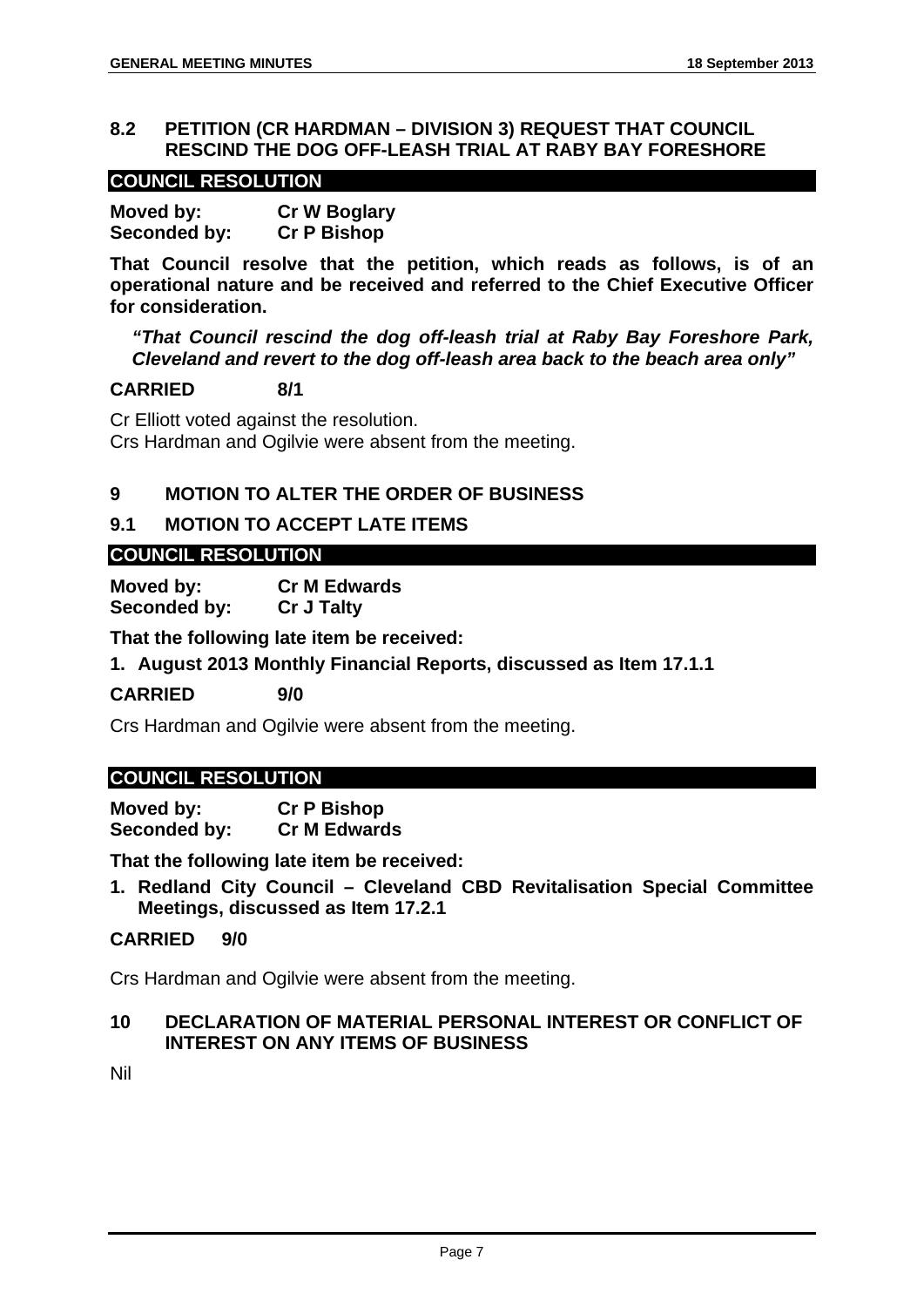### 8.2 PETITION (CR HARDMAN – DIVISION 3) REQUEST THAT COUNCIL RESCIND THE DOG OFF-LEASH TRIAL AT RABY BAY FORESHORE

**COUNCIL RESOLUTION**

**Moved by:** **Cr W Boglary**
**Seconded by:** **Cr P Bishop**

**That Council resolve that the petition, which reads as follows, is of an operational nature and be received and referred to the Chief Executive Officer for consideration.**

> ***"That Council rescind the dog off-leash trial at Raby Bay Foreshore Park, Cleveland and revert to the dog off-leash area back to the beach area only"***

**CARRIED 8/1**

Cr Elliott voted against the resolution.
Crs Hardman and Ogilvie were absent from the meeting.

## 9 MOTION TO ALTER THE ORDER OF BUSINESS

### 9.1 MOTION TO ACCEPT LATE ITEMS

**COUNCIL RESOLUTION**

**Moved by:** **Cr M Edwards**
**Seconded by:** **Cr J Talty**

**That the following late item be received:**

1. **August 2013 Monthly Financial Reports, discussed as Item 17.1.1**

**CARRIED 9/0**

Crs Hardman and Ogilvie were absent from the meeting.

**COUNCIL RESOLUTION**

**Moved by:** **Cr P Bishop**
**Seconded by:** **Cr M Edwards**

**That the following late item be received:**

1. **Redland City Council – Cleveland CBD Revitalisation Special Committee Meetings, discussed as Item 17.2.1**

**CARRIED 9/0**

Crs Hardman and Ogilvie were absent from the meeting.

## 10 DECLARATION OF MATERIAL PERSONAL INTEREST OR CONFLICT OF INTEREST ON ANY ITEMS OF BUSINESS

Nil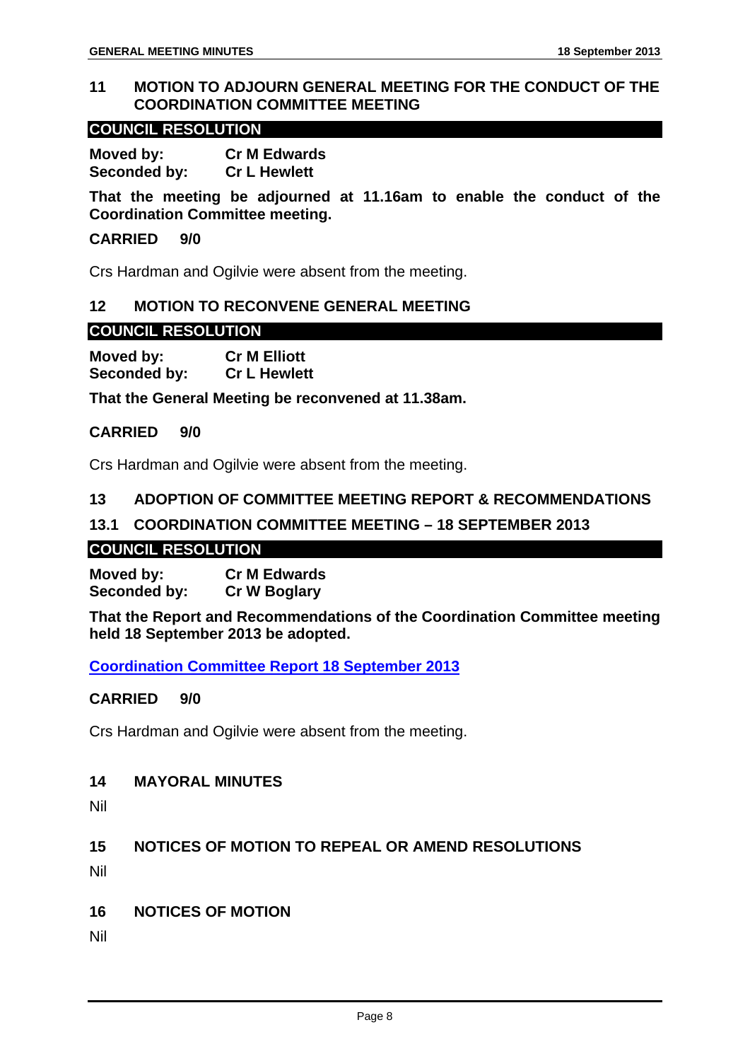## 11 MOTION TO ADJOURN GENERAL MEETING FOR THE CONDUCT OF THE COORDINATION COMMITTEE MEETING

**COUNCIL RESOLUTION**

**Moved by:** **Cr M Edwards**
**Seconded by:** **Cr L Hewlett**

**That the meeting be adjourned at 11.16am to enable the conduct of the Coordination Committee meeting.**

**CARRIED 9/0**

Crs Hardman and Ogilvie were absent from the meeting.

## 12 MOTION TO RECONVENE GENERAL MEETING

**COUNCIL RESOLUTION**

**Moved by:** **Cr M Elliott**
**Seconded by:** **Cr L Hewlett**

**That the General Meeting be reconvened at 11.38am.**

**CARRIED 9/0**

Crs Hardman and Ogilvie were absent from the meeting.

## 13 ADOPTION OF COMMITTEE MEETING REPORT & RECOMMENDATIONS

### 13.1 COORDINATION COMMITTEE MEETING – 18 SEPTEMBER 2013

**COUNCIL RESOLUTION**

**Moved by:** **Cr M Edwards**
**Seconded by:** **Cr W Boglary**

**That the Report and Recommendations of the Coordination Committee meeting held 18 September 2013 be adopted.**

**Coordination Committee Report 18 September 2013**

**CARRIED 9/0**

Crs Hardman and Ogilvie were absent from the meeting.

## 14 MAYORAL MINUTES

Nil

## 15 NOTICES OF MOTION TO REPEAL OR AMEND RESOLUTIONS

Nil

## 16 NOTICES OF MOTION

Nil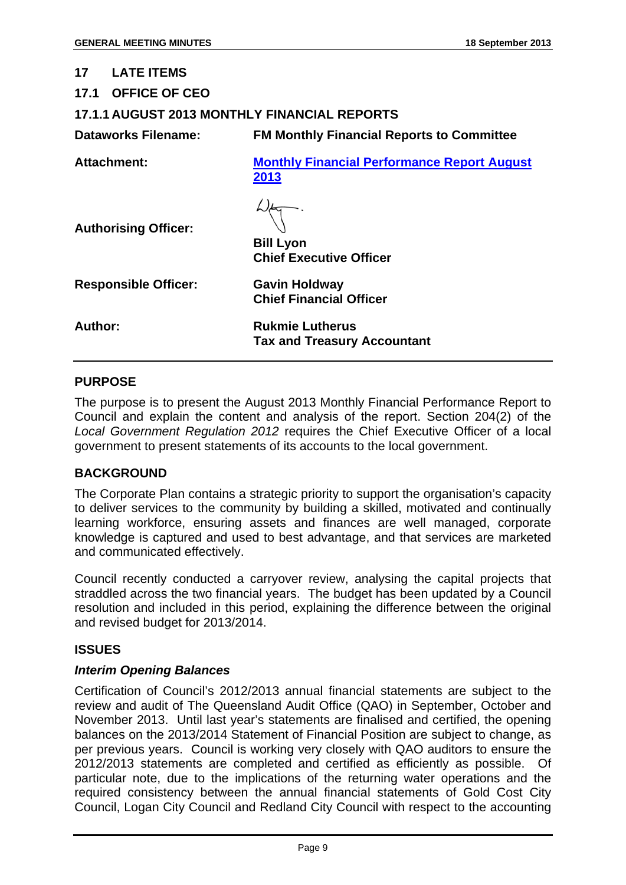## 17 LATE ITEMS

### 17.1 OFFICE OF CEO

#### 17.1.1 AUGUST 2013 MONTHLY FINANCIAL REPORTS

| | |
|---|---|
| **Dataworks Filename:** | **FM Monthly Financial Reports to Committee** |
| **Attachment:** | **[Monthly Financial Performance Report August 2013]()** |
| **Authorising Officer:** | **Bill Lyon**<br>**Chief Executive Officer** |
| **Responsible Officer:** | **Gavin Holdway**<br>**Chief Financial Officer** |
| **Author:** | **Rukmie Lutherus**<br>**Tax and Treasury Accountant** |

**PURPOSE**

The purpose is to present the August 2013 Monthly Financial Performance Report to Council and explain the content and analysis of the report. Section 204(2) of the *Local Government Regulation 2012* requires the Chief Executive Officer of a local government to present statements of its accounts to the local government.

**BACKGROUND**

The Corporate Plan contains a strategic priority to support the organisation's capacity to deliver services to the community by building a skilled, motivated and continually learning workforce, ensuring assets and finances are well managed, corporate knowledge is captured and used to best advantage, and that services are marketed and communicated effectively.

Council recently conducted a carryover review, analysing the capital projects that straddled across the two financial years. The budget has been updated by a Council resolution and included in this period, explaining the difference between the original and revised budget for 2013/2014.

**ISSUES**

***Interim Opening Balances***

Certification of Council's 2012/2013 annual financial statements are subject to the review and audit of The Queensland Audit Office (QAO) in September, October and November 2013. Until last year's statements are finalised and certified, the opening balances on the 2013/2014 Statement of Financial Position are subject to change, as per previous years. Council is working very closely with QAO auditors to ensure the 2012/2013 statements are completed and certified as efficiently as possible. Of particular note, due to the implications of the returning water operations and the required consistency between the annual financial statements of Gold Cost City Council, Logan City Council and Redland City Council with respect to the accounting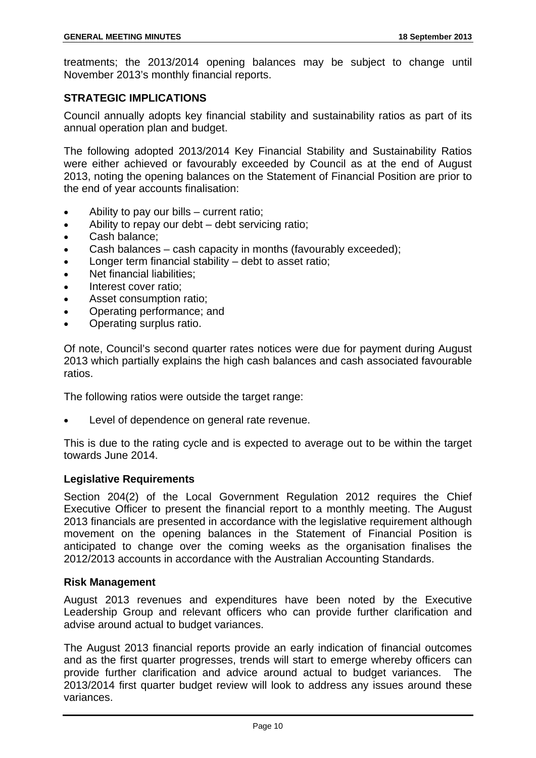treatments; the 2013/2014 opening balances may be subject to change until November 2013's monthly financial reports.

## STRATEGIC IMPLICATIONS

Council annually adopts key financial stability and sustainability ratios as part of its annual operation plan and budget.

The following adopted 2013/2014 Key Financial Stability and Sustainability Ratios were either achieved or favourably exceeded by Council as at the end of August 2013, noting the opening balances on the Statement of Financial Position are prior to the end of year accounts finalisation:

- Ability to pay our bills – current ratio;
- Ability to repay our debt – debt servicing ratio;
- Cash balance;
- Cash balances – cash capacity in months (favourably exceeded);
- Longer term financial stability – debt to asset ratio;
- Net financial liabilities;
- Interest cover ratio;
- Asset consumption ratio;
- Operating performance; and
- Operating surplus ratio.

Of note, Council's second quarter rates notices were due for payment during August 2013 which partially explains the high cash balances and cash associated favourable ratios.

The following ratios were outside the target range:

- Level of dependence on general rate revenue.

This is due to the rating cycle and is expected to average out to be within the target towards June 2014.

### Legislative Requirements

Section 204(2) of the Local Government Regulation 2012 requires the Chief Executive Officer to present the financial report to a monthly meeting. The August 2013 financials are presented in accordance with the legislative requirement although movement on the opening balances in the Statement of Financial Position is anticipated to change over the coming weeks as the organisation finalises the 2012/2013 accounts in accordance with the Australian Accounting Standards.

### Risk Management

August 2013 revenues and expenditures have been noted by the Executive Leadership Group and relevant officers who can provide further clarification and advise around actual to budget variances.

The August 2013 financial reports provide an early indication of financial outcomes and as the first quarter progresses, trends will start to emerge whereby officers can provide further clarification and advice around actual to budget variances. The 2013/2014 first quarter budget review will look to address any issues around these variances.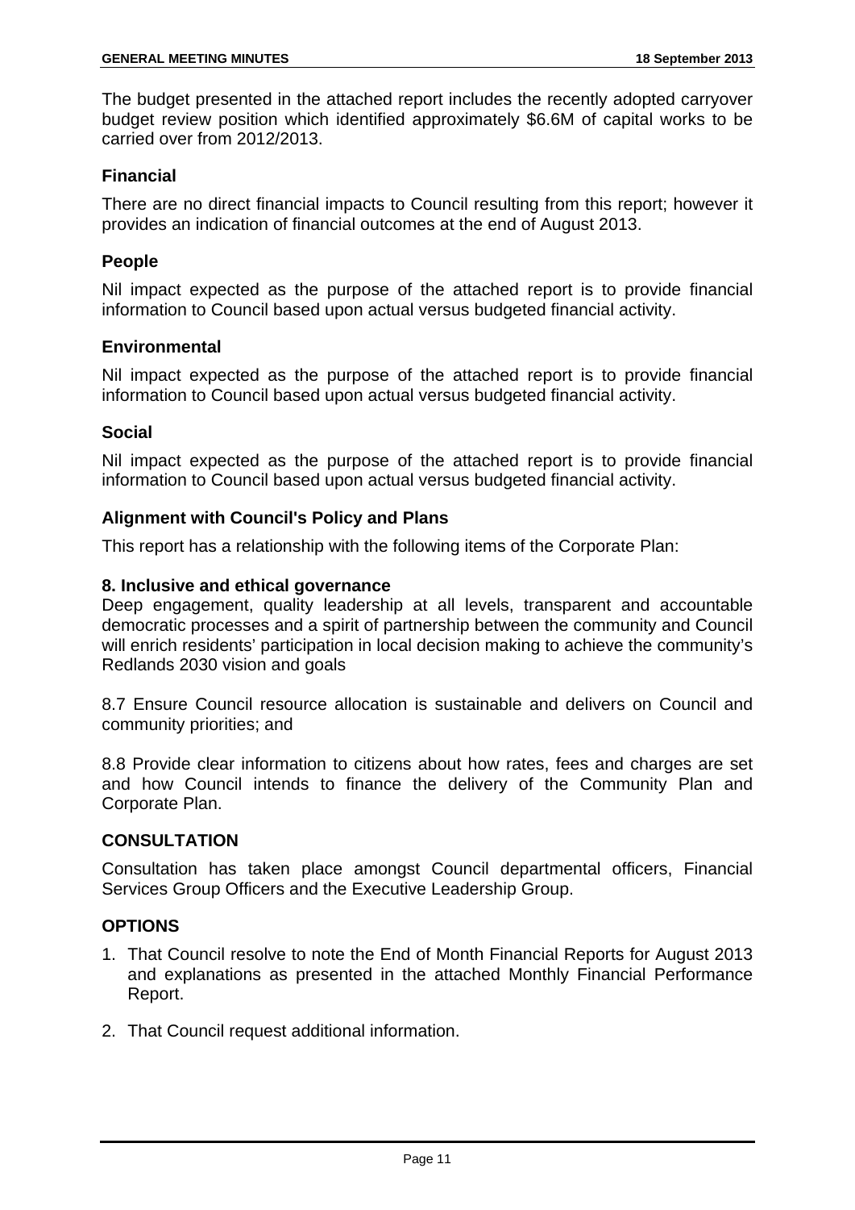The budget presented in the attached report includes the recently adopted carryover budget review position which identified approximately $6.6M of capital works to be carried over from 2012/2013.

### Financial

There are no direct financial impacts to Council resulting from this report; however it provides an indication of financial outcomes at the end of August 2013.

### People

Nil impact expected as the purpose of the attached report is to provide financial information to Council based upon actual versus budgeted financial activity.

### Environmental

Nil impact expected as the purpose of the attached report is to provide financial information to Council based upon actual versus budgeted financial activity.

### Social

Nil impact expected as the purpose of the attached report is to provide financial information to Council based upon actual versus budgeted financial activity.

### Alignment with Council's Policy and Plans

This report has a relationship with the following items of the Corporate Plan:

**8. Inclusive and ethical governance**
Deep engagement, quality leadership at all levels, transparent and accountable democratic processes and a spirit of partnership between the community and Council will enrich residents' participation in local decision making to achieve the community's Redlands 2030 vision and goals

8.7 Ensure Council resource allocation is sustainable and delivers on Council and community priorities; and

8.8 Provide clear information to citizens about how rates, fees and charges are set and how Council intends to finance the delivery of the Community Plan and Corporate Plan.

## CONSULTATION

Consultation has taken place amongst Council departmental officers, Financial Services Group Officers and the Executive Leadership Group.

## OPTIONS

1. That Council resolve to note the End of Month Financial Reports for August 2013 and explanations as presented in the attached Monthly Financial Performance Report.
2. That Council request additional information.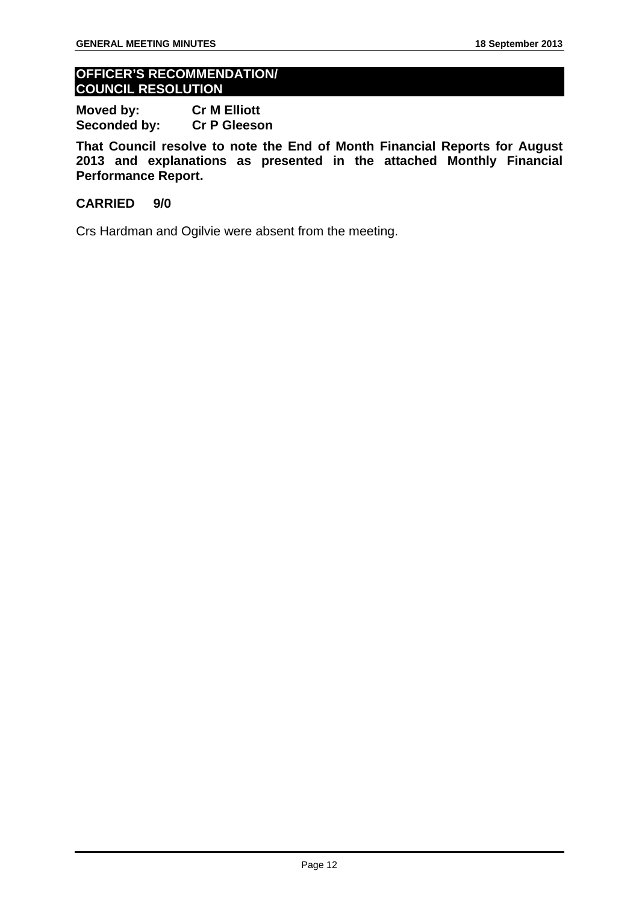## OFFICER'S RECOMMENDATION/ COUNCIL RESOLUTION

**Moved by:** **Cr M Elliott**
**Seconded by:** **Cr P Gleeson**

**That Council resolve to note the End of Month Financial Reports for August 2013 and explanations as presented in the attached Monthly Financial Performance Report.**

**CARRIED 9/0**

Crs Hardman and Ogilvie were absent from the meeting.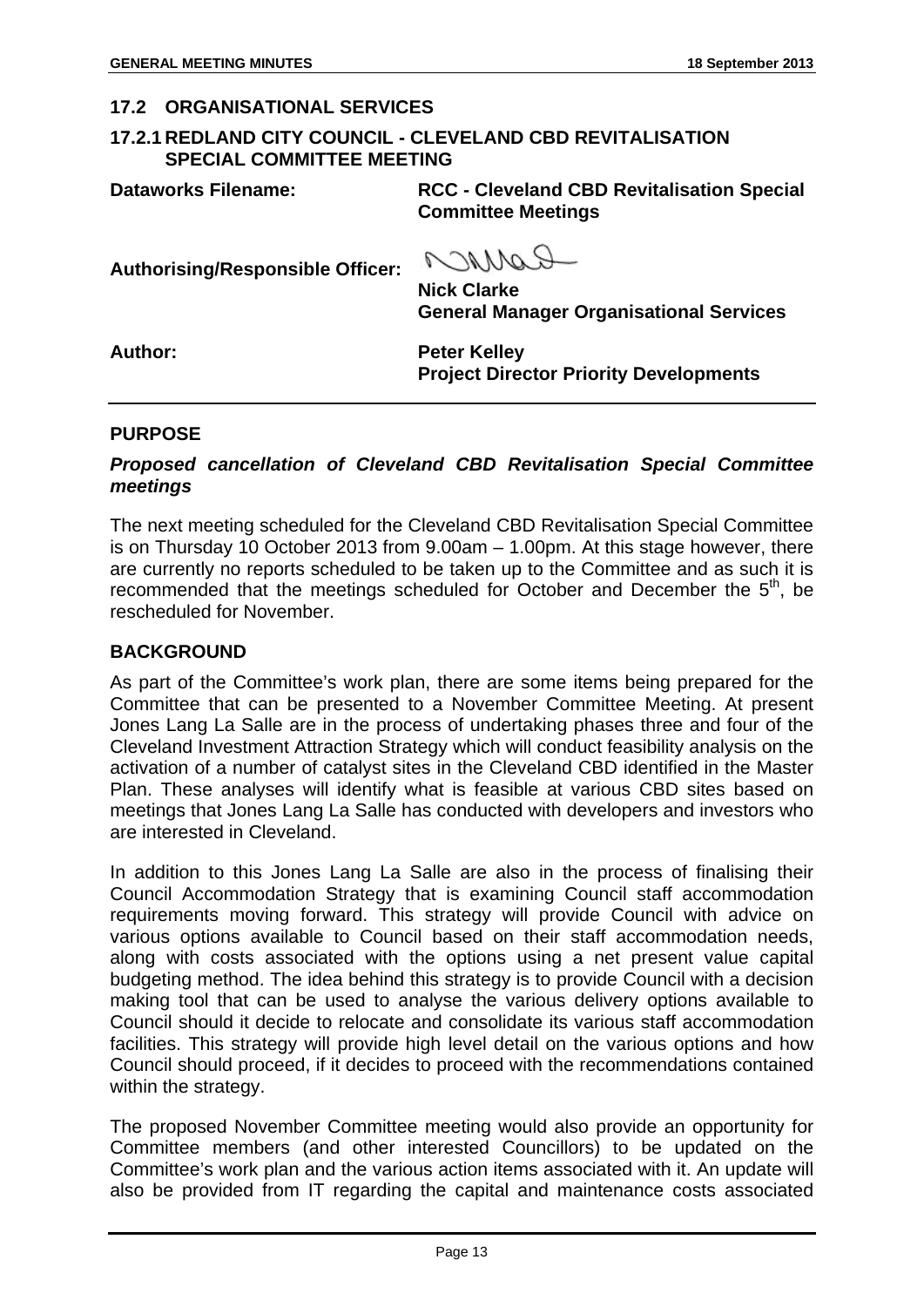## 17.2 ORGANISATIONAL SERVICES

### 17.2.1 REDLAND CITY COUNCIL - CLEVELAND CBD REVITALISATION SPECIAL COMMITTEE MEETING

**Dataworks Filename:** **RCC - Cleveland CBD Revitalisation Special Committee Meetings**

**Authorising/Responsible Officer:** **Nick Clarke**
**General Manager Organisational Services**

**Author:** **Peter Kelley**
**Project Director Priority Developments**

### PURPOSE

***Proposed cancellation of Cleveland CBD Revitalisation Special Committee meetings***

The next meeting scheduled for the Cleveland CBD Revitalisation Special Committee is on Thursday 10 October 2013 from 9.00am – 1.00pm. At this stage however, there are currently no reports scheduled to be taken up to the Committee and as such it is recommended that the meetings scheduled for October and December the 5th, be rescheduled for November.

### BACKGROUND

As part of the Committee's work plan, there are some items being prepared for the Committee that can be presented to a November Committee Meeting. At present Jones Lang La Salle are in the process of undertaking phases three and four of the Cleveland Investment Attraction Strategy which will conduct feasibility analysis on the activation of a number of catalyst sites in the Cleveland CBD identified in the Master Plan. These analyses will identify what is feasible at various CBD sites based on meetings that Jones Lang La Salle has conducted with developers and investors who are interested in Cleveland.

In addition to this Jones Lang La Salle are also in the process of finalising their Council Accommodation Strategy that is examining Council staff accommodation requirements moving forward. This strategy will provide Council with advice on various options available to Council based on their staff accommodation needs, along with costs associated with the options using a net present value capital budgeting method. The idea behind this strategy is to provide Council with a decision making tool that can be used to analyse the various delivery options available to Council should it decide to relocate and consolidate its various staff accommodation facilities. This strategy will provide high level detail on the various options and how Council should proceed, if it decides to proceed with the recommendations contained within the strategy.

The proposed November Committee meeting would also provide an opportunity for Committee members (and other interested Councillors) to be updated on the Committee's work plan and the various action items associated with it. An update will also be provided from IT regarding the capital and maintenance costs associated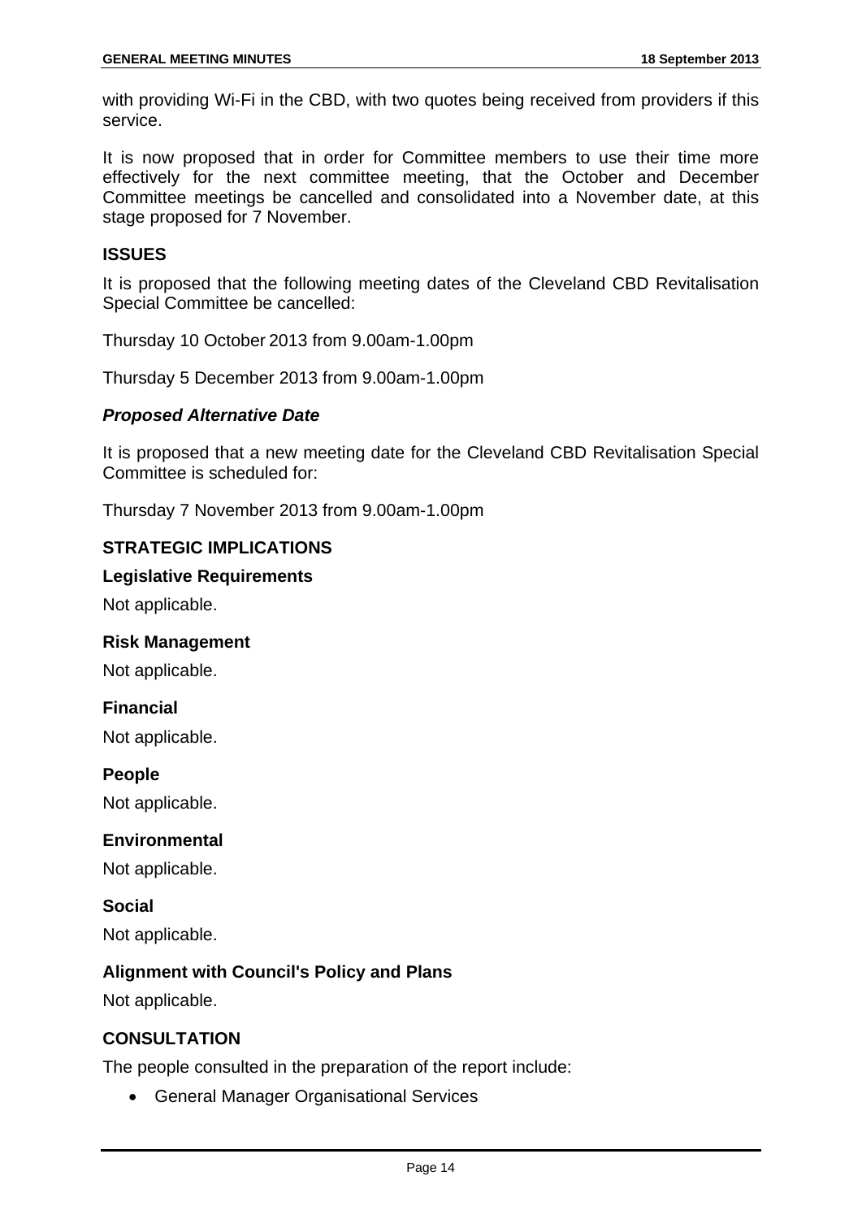with providing Wi-Fi in the CBD, with two quotes being received from providers if this service.

It is now proposed that in order for Committee members to use their time more effectively for the next committee meeting, that the October and December Committee meetings be cancelled and consolidated into a November date, at this stage proposed for 7 November.

## ISSUES

It is proposed that the following meeting dates of the Cleveland CBD Revitalisation Special Committee be cancelled:

Thursday 10 October 2013 from 9.00am-1.00pm

Thursday 5 December 2013 from 9.00am-1.00pm

### *Proposed Alternative Date*

It is proposed that a new meeting date for the Cleveland CBD Revitalisation Special Committee is scheduled for:

Thursday 7 November 2013 from 9.00am-1.00pm

## STRATEGIC IMPLICATIONS

### Legislative Requirements

Not applicable.

### Risk Management

Not applicable.

### Financial

Not applicable.

### People

Not applicable.

### Environmental

Not applicable.

### Social

Not applicable.

### Alignment with Council's Policy and Plans

Not applicable.

## CONSULTATION

The people consulted in the preparation of the report include:

- General Manager Organisational Services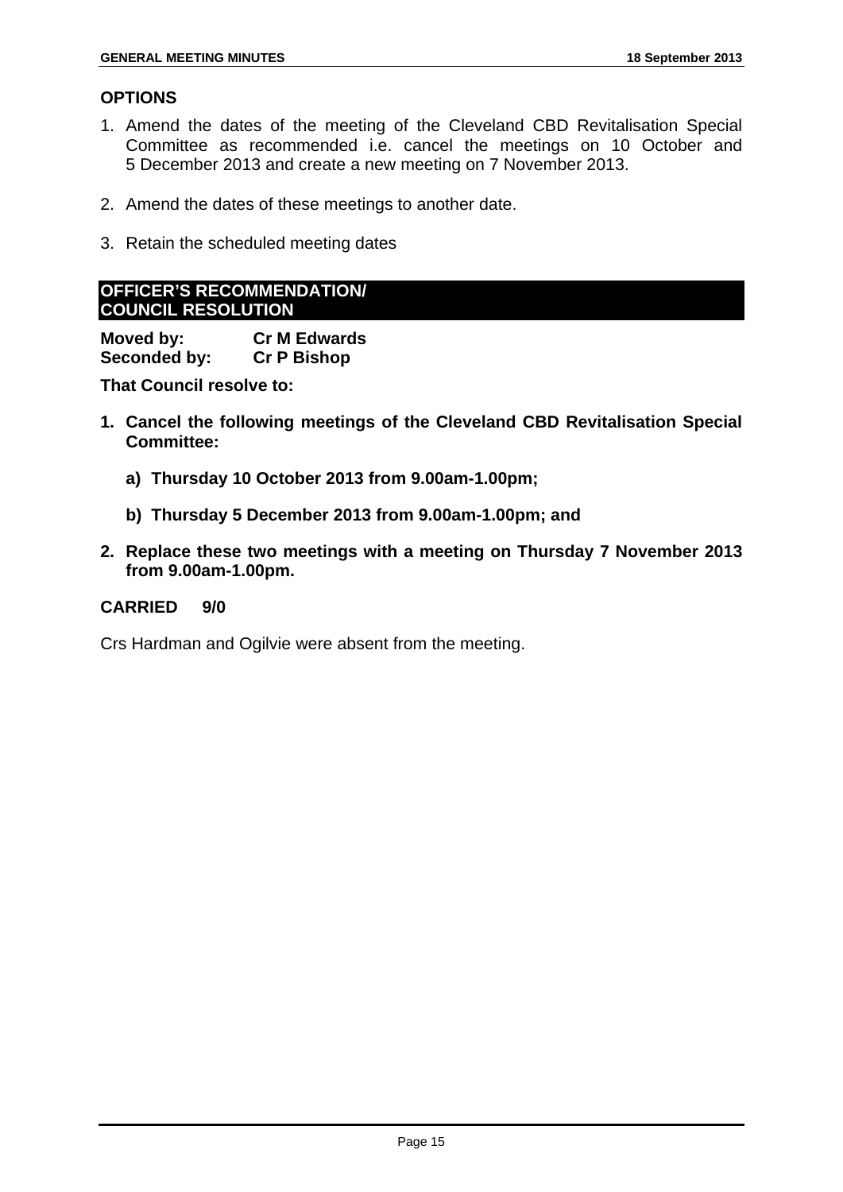## OPTIONS

1. Amend the dates of the meeting of the Cleveland CBD Revitalisation Special Committee as recommended i.e. cancel the meetings on 10 October and 5 December 2013 and create a new meeting on 7 November 2013.

2. Amend the dates of these meetings to another date.

3. Retain the scheduled meeting dates

## OFFICER'S RECOMMENDATION/ COUNCIL RESOLUTION

**Moved by:** **Cr M Edwards**
**Seconded by:** **Cr P Bishop**

**That Council resolve to:**

1. **Cancel the following meetings of the Cleveland CBD Revitalisation Special Committee:**

   a) **Thursday 10 October 2013 from 9.00am-1.00pm;**

   b) **Thursday 5 December 2013 from 9.00am-1.00pm; and**

2. **Replace these two meetings with a meeting on Thursday 7 November 2013 from 9.00am-1.00pm.**

**CARRIED 9/0**

Crs Hardman and Ogilvie were absent from the meeting.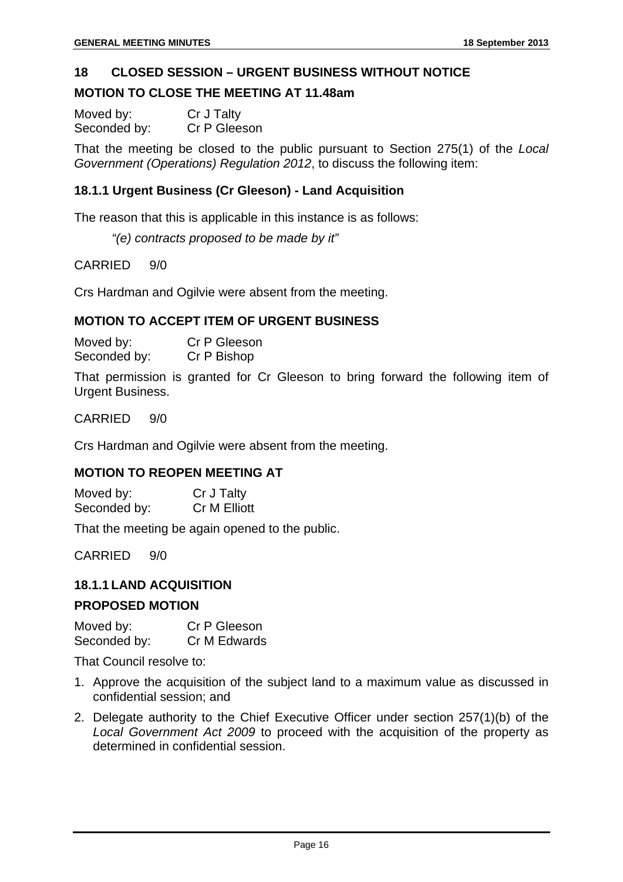## 18 CLOSED SESSION – URGENT BUSINESS WITHOUT NOTICE

### MOTION TO CLOSE THE MEETING AT 11.48am

Moved by: Cr J Talty
Seconded by: Cr P Gleeson

That the meeting be closed to the public pursuant to Section 275(1) of the *Local Government (Operations) Regulation 2012*, to discuss the following item:

### 18.1.1 Urgent Business (Cr Gleeson) - Land Acquisition

The reason that this is applicable in this instance is as follows:

*"(e) contracts proposed to be made by it"*

CARRIED 9/0

Crs Hardman and Ogilvie were absent from the meeting.

### MOTION TO ACCEPT ITEM OF URGENT BUSINESS

Moved by: Cr P Gleeson
Seconded by: Cr P Bishop

That permission is granted for Cr Gleeson to bring forward the following item of Urgent Business.

CARRIED 9/0

Crs Hardman and Ogilvie were absent from the meeting.

### MOTION TO REOPEN MEETING AT

Moved by: Cr J Talty
Seconded by: Cr M Elliott

That the meeting be again opened to the public.

CARRIED 9/0

### 18.1.1 LAND ACQUISITION

### PROPOSED MOTION

Moved by: Cr P Gleeson
Seconded by: Cr M Edwards

That Council resolve to:

1. Approve the acquisition of the subject land to a maximum value as discussed in confidential session; and
2. Delegate authority to the Chief Executive Officer under section 257(1)(b) of the *Local Government Act 2009* to proceed with the acquisition of the property as determined in confidential session.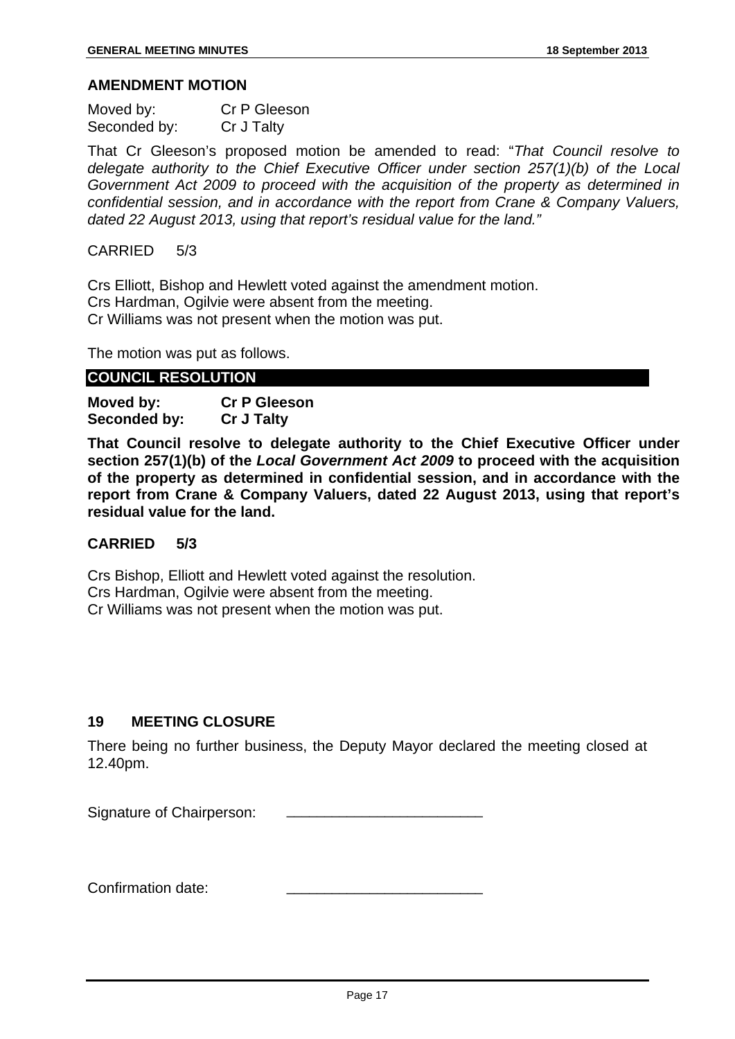### AMENDMENT MOTION

Moved by: Cr P Gleeson
Seconded by: Cr J Talty

That Cr Gleeson's proposed motion be amended to read: "*That Council resolve to delegate authority to the Chief Executive Officer under section 257(1)(b) of the Local Government Act 2009 to proceed with the acquisition of the property as determined in confidential session, and in accordance with the report from Crane & Company Valuers, dated 22 August 2013, using that report's residual value for the land.*"

CARRIED 5/3

Crs Elliott, Bishop and Hewlett voted against the amendment motion.
Crs Hardman, Ogilvie were absent from the meeting.
Cr Williams was not present when the motion was put.

The motion was put as follows.

### COUNCIL RESOLUTION

**Moved by: Cr P Gleeson**
**Seconded by: Cr J Talty**

**That Council resolve to delegate authority to the Chief Executive Officer under section 257(1)(b) of the *Local Government Act 2009* to proceed with the acquisition of the property as determined in confidential session, and in accordance with the report from Crane & Company Valuers, dated 22 August 2013, using that report's residual value for the land.**

**CARRIED 5/3**

Crs Bishop, Elliott and Hewlett voted against the resolution.
Crs Hardman, Ogilvie were absent from the meeting.
Cr Williams was not present when the motion was put.

## 19 MEETING CLOSURE

There being no further business, the Deputy Mayor declared the meeting closed at 12.40pm.

Signature of Chairperson: ________________________

Confirmation date: ________________________